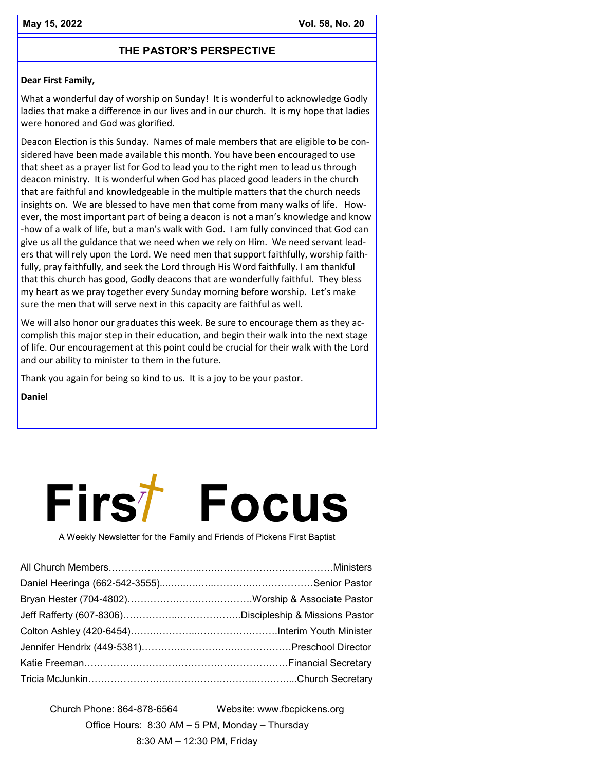May 15, 2022 Vol. 58, No. 20

## THE PASTOR'S PERSPECTIVE

**Dear First Family,**

What a wonderful day of worship on Sunday! It is wonderful to acknowledge Godly ladies that make a difference in our lives and in our church. It is my hope that ladies were honored and God was glorified.

Deacon Election is this Sunday. Names of male members that are eligible to be considered have been made available this month. You have been encouraged to use that sheet as a prayer list for God to lead you to the right men to lead us through deacon ministry. It is wonderful when God has placed good leaders in the church that are faithful and knowledgeable in the multiple matters that the church needs insights on. We are blessed to have men that come from many walks of life. However, the most important part of being a deacon is not a man's knowledge and know-how of a walk of life, but a man's walk with God. I am fully convinced that God can give us all the guidance that we need when we rely on Him. We need servant leaders that will rely upon the Lord. We need men that support faithfully, worship faithfully, pray faithfully, and seek the Lord through His Word faithfully. I am thankful that this church has good, Godly deacons that are wonderfully faithful. They bless my heart as we pray together every Sunday morning before worship. Let's make sure the men that will serve next in this capacity are faithful as well.

We will also honor our graduates this week. Be sure to encourage them as they accomplish this major step in their education, and begin their walk into the next stage of life. Our encouragement at this point could be crucial for their walk with the Lord and our ability to minister to them in the future.

Thank you again for being so kind to us. It is a joy to be your pastor.

**Daniel**

# First Focus

A Weekly Newsletter for the Family and Friends of Pickens First Baptist

| | |
|---|---|
| All Church Members | Ministers |
| Daniel Heeringa (662-542-3555) | Senior Pastor |
| Bryan Hester (704-4802) | Worship & Associate Pastor |
| Jeff Rafferty (607-8306) | Discipleship & Missions Pastor |
| Colton Ashley (420-6454) | Interim Youth Minister |
| Jennifer Hendrix (449-5381) | Preschool Director |
| Katie Freeman | Financial Secretary |
| Tricia McJunkin | Church Secretary |

Church Phone: 864-878-6564 Website: www.fbcpickens.org

Office Hours: 8:30 AM – 5 PM, Monday – Thursday
8:30 AM – 12:30 PM, Friday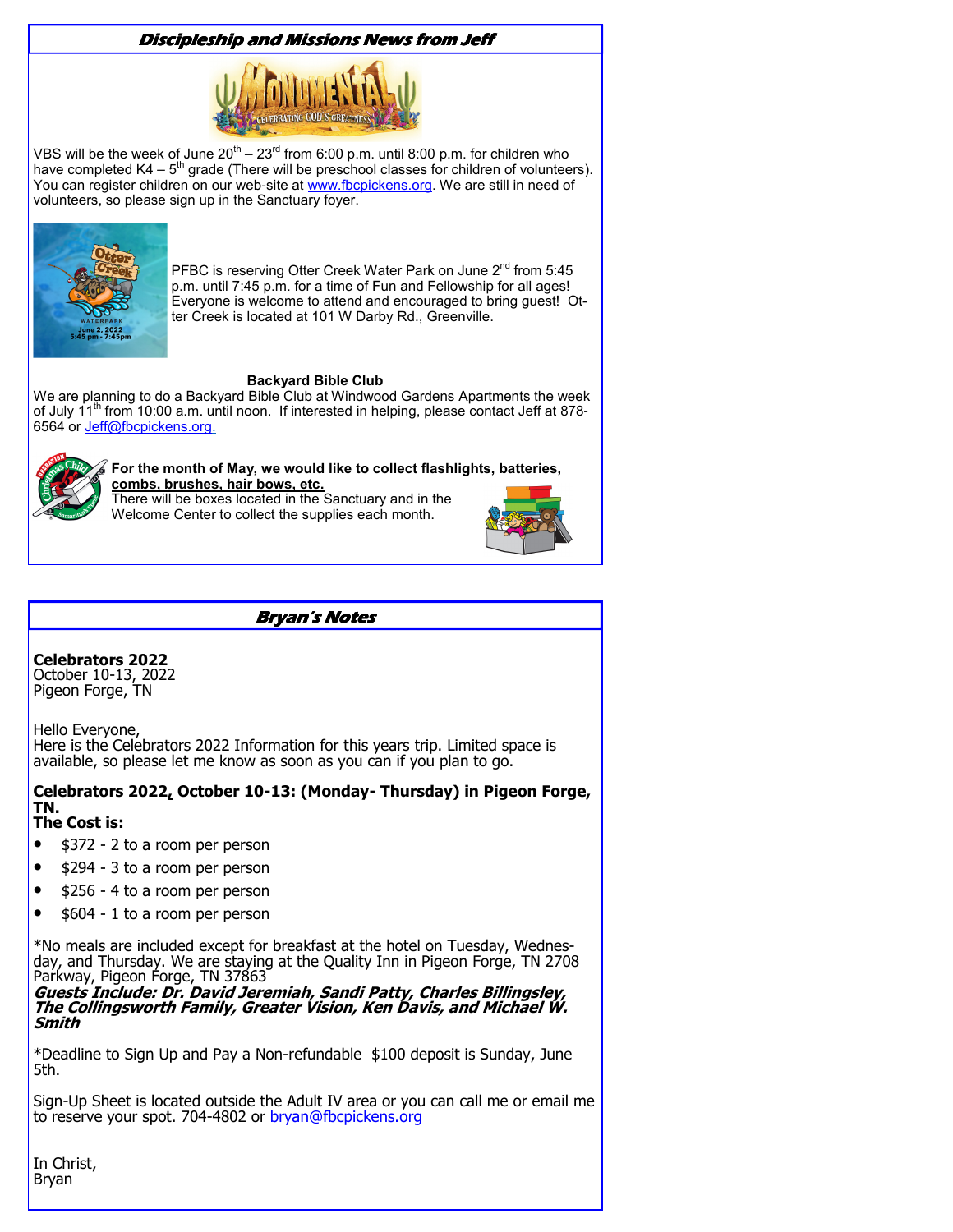## *Discipleship and Missions News from Jeff*

VBS will be the week of June 20th – 23rd from 6:00 p.m. until 8:00 p.m. for children who have completed K4 – 5th grade (There will be preschool classes for children of volunteers). You can register children on our web-site at www.fbcpickens.org. We are still in need of volunteers, so please sign up in the Sanctuary foyer.

PFBC is reserving Otter Creek Water Park on June 2nd from 5:45 p.m. until 7:45 p.m. for a time of Fun and Fellowship for all ages! Everyone is welcome to attend and encouraged to bring guest! Otter Creek is located at 101 W Darby Rd., Greenville.

**Backyard Bible Club**

We are planning to do a Backyard Bible Club at Windwood Gardens Apartments the week of July 11th from 10:00 a.m. until noon. If interested in helping, please contact Jeff at 878-6564 or Jeff@fbcpickens.org.

**For the month of May, we would like to collect flashlights, batteries, combs, brushes, hair bows, etc.**

There will be boxes located in the Sanctuary and in the Welcome Center to collect the supplies each month.

## *Bryan's Notes*

**Celebrators 2022**
October 10-13, 2022
Pigeon Forge, TN

Hello Everyone,
Here is the Celebrators 2022 Information for this years trip. Limited space is available, so please let me know as soon as you can if you plan to go.

**Celebrators 2022, October 10-13: (Monday- Thursday) in Pigeon Forge, TN.**
**The Cost is:**

- $372 - 2 to a room per person
- $294 - 3 to a room per person
- $256 - 4 to a room per person
- $604 - 1 to a room per person

*No meals are included except for breakfast at the hotel on Tuesday, Wednesday, and Thursday. We are staying at the Quality Inn in Pigeon Forge, TN 2708 Parkway, Pigeon Forge, TN 37863
***Guests Include: Dr. David Jeremiah, Sandi Patty, Charles Billingsley, The Collingsworth Family, Greater Vision, Ken Davis, and Michael W. Smith***

*Deadline to Sign Up and Pay a Non-refundable $100 deposit is Sunday, June 5th.

Sign-Up Sheet is located outside the Adult IV area or you can call me or email me to reserve your spot. 704-4802 or bryan@fbcpickens.org

In Christ,
Bryan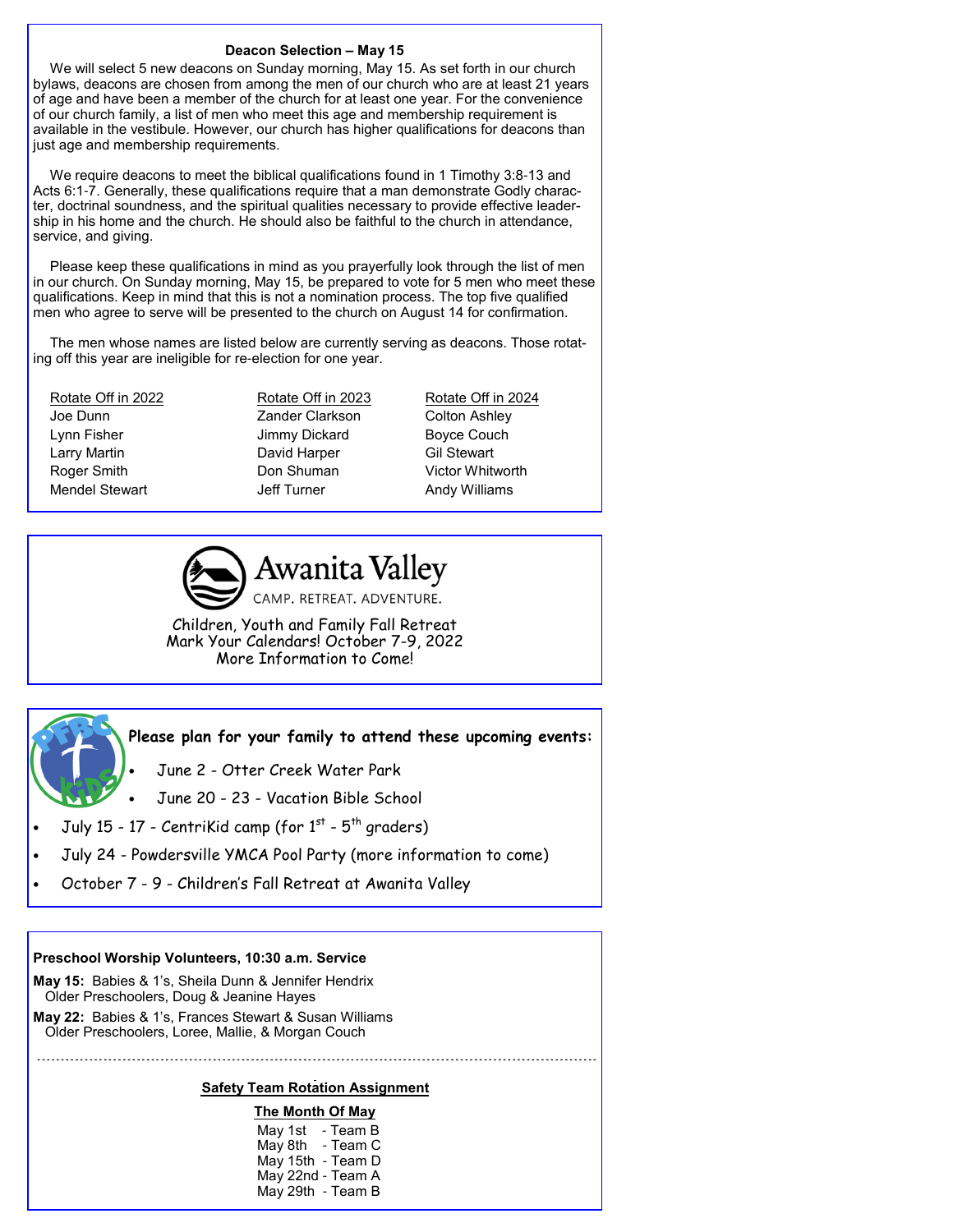## Deacon Selection – May 15

We will select 5 new deacons on Sunday morning, May 15. As set forth in our church bylaws, deacons are chosen from among the men of our church who are at least 21 years of age and have been a member of the church for at least one year. For the convenience of our church family, a list of men who meet this age and membership requirement is available in the vestibule. However, our church has higher qualifications for deacons than just age and membership requirements.

We require deacons to meet the biblical qualifications found in 1 Timothy 3:8-13 and Acts 6:1-7. Generally, these qualifications require that a man demonstrate Godly character, doctrinal soundness, and the spiritual qualities necessary to provide effective leadership in his home and the church. He should also be faithful to the church in attendance, service, and giving.

Please keep these qualifications in mind as you prayerfully look through the list of men in our church. On Sunday morning, May 15, be prepared to vote for 5 men who meet these qualifications. Keep in mind that this is not a nomination process. The top five qualified men who agree to serve will be presented to the church on August 14 for confirmation.

The men whose names are listed below are currently serving as deacons. Those rotating off this year are ineligible for re-election for one year.

| Rotate Off in 2022 | Rotate Off in 2023 | Rotate Off in 2024 |
|---|---|---|
| Joe Dunn | Zander Clarkson | Colton Ashley |
| Lynn Fisher | Jimmy Dickard | Boyce Couch |
| Larry Martin | David Harper | Gil Stewart |
| Roger Smith | Don Shuman | Victor Whitworth |
| Mendel Stewart | Jeff Turner | Andy Williams |

## Awanita Valley

CAMP. RETREAT. ADVENTURE.

Children, Youth and Family Fall Retreat
Mark Your Calendars! October 7-9, 2022
More Information to Come!

**Please plan for your family to attend these upcoming events:**

- June 2 - Otter Creek Water Park
- June 20 - 23 - Vacation Bible School
- July 15 - 17 - CentriKid camp (for 1st - 5th graders)
- July 24 - Powdersville YMCA Pool Party (more information to come)
- October 7 - 9 - Children's Fall Retreat at Awanita Valley

**Preschool Worship Volunteers, 10:30 a.m. Service**

**May 15:** Babies & 1's, Sheila Dunn & Jennifer Hendrix
Older Preschoolers, Doug & Jeanine Hayes

**May 22:** Babies & 1's, Frances Stewart & Susan Williams
Older Preschoolers, Loree, Mallie, & Morgan Couch

---

**Safety Team Rotation Assignment**

**The Month Of May**

May 1st - Team B
May 8th - Team C
May 15th - Team D
May 22nd - Team A
May 29th - Team B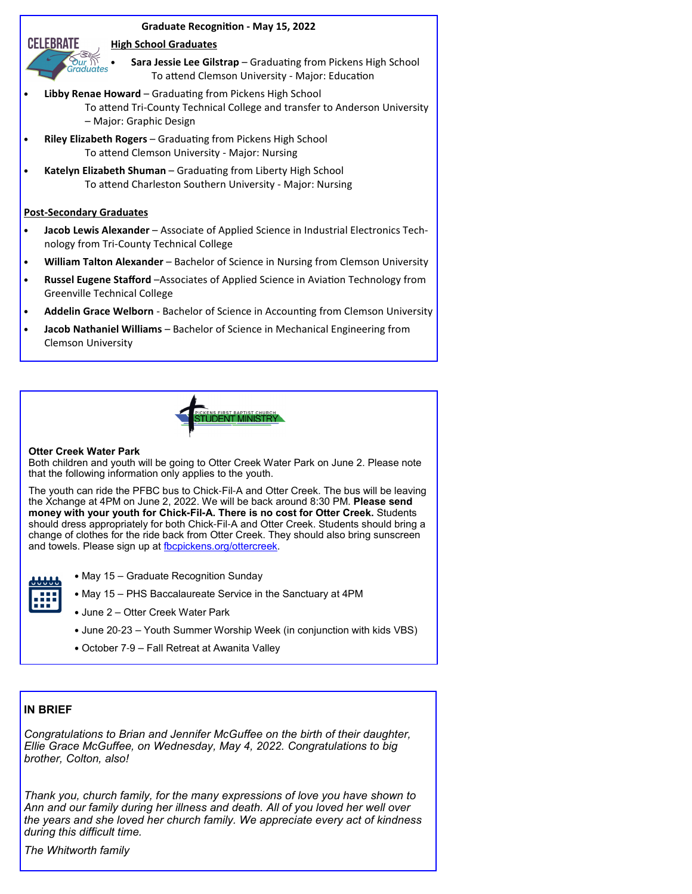## Graduate Recognition - May 15, 2022

CELEBRATE Our Graduates

### High School Graduates

- **Sara Jessie Lee Gilstrap** – Graduating from Pickens High School
  To attend Clemson University - Major: Education
- **Libby Renae Howard** – Graduating from Pickens High School
  To attend Tri-County Technical College and transfer to Anderson University – Major: Graphic Design
- **Riley Elizabeth Rogers** – Graduating from Pickens High School
  To attend Clemson University - Major: Nursing
- **Katelyn Elizabeth Shuman** – Graduating from Liberty High School
  To attend Charleston Southern University - Major: Nursing

### Post-Secondary Graduates

- **Jacob Lewis Alexander** – Associate of Applied Science in Industrial Electronics Technology from Tri-County Technical College
- **William Talton Alexander** – Bachelor of Science in Nursing from Clemson University
- **Russel Eugene Stafford** –Associates of Applied Science in Aviation Technology from Greenville Technical College
- **Addelin Grace Welborn** - Bachelor of Science in Accounting from Clemson University
- **Jacob Nathaniel Williams** – Bachelor of Science in Mechanical Engineering from Clemson University

---

PICKENS FIRST BAPTIST CHURCH STUDENT MINISTRY

**Otter Creek Water Park**

Both children and youth will be going to Otter Creek Water Park on June 2. Please note that the following information only applies to the youth.

The youth can ride the PFBC bus to Chick-Fil-A and Otter Creek. The bus will be leaving the Xchange at 4PM on June 2, 2022. We will be back around 8:30 PM. **Please send money with your youth for Chick-Fil-A. There is no cost for Otter Creek.** Students should dress appropriately for both Chick-Fil-A and Otter Creek. Students should bring a change of clothes for the ride back from Otter Creek. They should also bring sunscreen and towels. Please sign up at fbcpickens.org/ottercreek.

- May 15 – Graduate Recognition Sunday
- May 15 – PHS Baccalaureate Service in the Sanctuary at 4PM
- June 2 – Otter Creek Water Park
- June 20-23 – Youth Summer Worship Week (in conjunction with kids VBS)
- October 7-9 – Fall Retreat at Awanita Valley

---

## IN BRIEF

*Congratulations to Brian and Jennifer McGuffee on the birth of their daughter, Ellie Grace McGuffee, on Wednesday, May 4, 2022. Congratulations to big brother, Colton, also!*

*Thank you, church family, for the many expressions of love you have shown to Ann and our family during her illness and death. All of you loved her well over the years and she loved her church family. We appreciate every act of kindness during this difficult time.*

*The Whitworth family*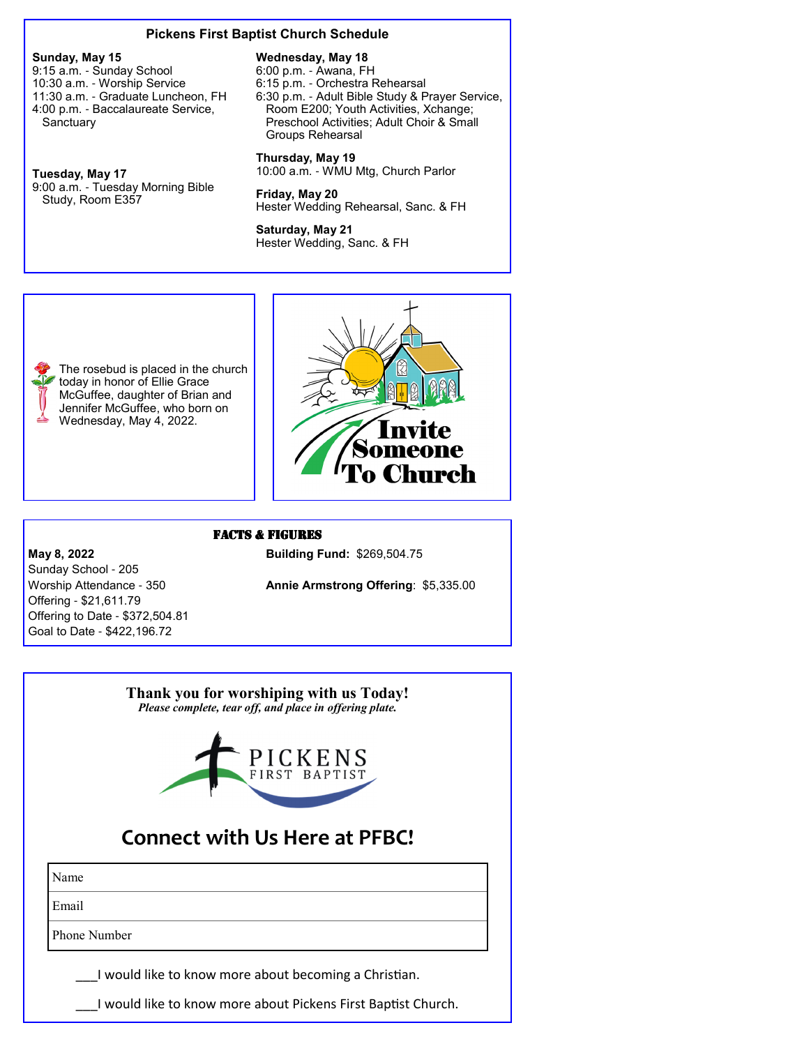## Pickens First Baptist Church Schedule

**Sunday, May 15**
9:15 a.m. - Sunday School
10:30 a.m. - Worship Service
11:30 a.m. - Graduate Luncheon, FH
4:00 p.m. - Baccalaureate Service, Sanctuary

**Tuesday, May 17**
9:00 a.m. - Tuesday Morning Bible Study, Room E357

**Wednesday, May 18**
6:00 p.m. - Awana, FH
6:15 p.m. - Orchestra Rehearsal
6:30 p.m. - Adult Bible Study & Prayer Service, Room E200; Youth Activities, Xchange; Preschool Activities; Adult Choir & Small Groups Rehearsal

**Thursday, May 19**
10:00 a.m. - WMU Mtg, Church Parlor

**Friday, May 20**
Hester Wedding Rehearsal, Sanc. & FH

**Saturday, May 21**
Hester Wedding, Sanc. & FH

The rosebud is placed in the church today in honor of Ellie Grace McGuffee, daughter of Brian and Jennifer McGuffee, who born on Wednesday, May 4, 2022.

Invite Someone To Church

## FACTS & FIGURES

**May 8, 2022**
Sunday School - 205
Worship Attendance - 350
Offering - $21,611.79
Offering to Date - $372,504.81
Goal to Date - $422,196.72

**Building Fund:** $269,504.75

**Annie Armstrong Offering**: $5,335.00

**Thank you for worshiping with us Today!**
***Please complete, tear off, and place in offering plate.***

PICKENS FIRST BAPTIST

## Connect with Us Here at PFBC!

| Name |
|---|
| Email |
| Phone Number |

___I would like to know more about becoming a Christian.

___I would like to know more about Pickens First Baptist Church.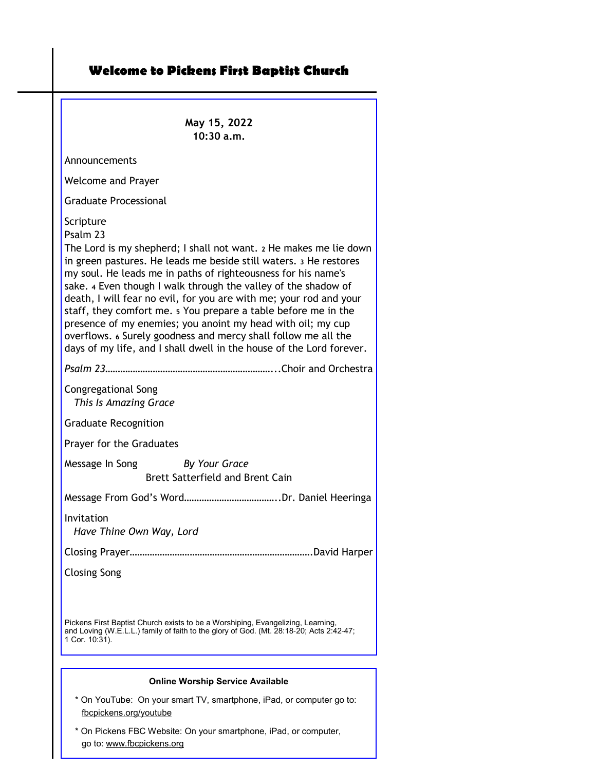# Welcome to Pickens First Baptist Church

**May 15, 2022**
**10:30 a.m.**

Announcements

Welcome and Prayer

Graduate Processional

Scripture
Psalm 23
The Lord is my shepherd; I shall not want. 2 He makes me lie down in green pastures. He leads me beside still waters. 3 He restores my soul. He leads me in paths of righteousness for his name's sake. 4 Even though I walk through the valley of the shadow of death, I will fear no evil, for you are with me; your rod and your staff, they comfort me. 5 You prepare a table before me in the presence of my enemies; you anoint my head with oil; my cup overflows. 6 Surely goodness and mercy shall follow me all the days of my life, and I shall dwell in the house of the Lord forever.

*Psalm 23*…………………………………………………………...Choir and Orchestra

Congregational Song
*This Is Amazing Grace*

Graduate Recognition

Prayer for the Graduates

Message In Song *By Your Grace*
Brett Satterfield and Brent Cain

Message From God's Word………………………………..Dr. Daniel Heeringa

Invitation
*Have Thine Own Way, Lord*

Closing Prayer……………………………………………………………….David Harper

Closing Song

Pickens First Baptist Church exists to be a Worshiping, Evangelizing, Learning, and Loving (W.E.L.L.) family of faith to the glory of God. (Mt. 28:18-20; Acts 2:42-47; 1 Cor. 10:31).

**Online Worship Service Available**

* On YouTube: On your smart TV, smartphone, iPad, or computer go to: fbcpickens.org/youtube

* On Pickens FBC Website: On your smartphone, iPad, or computer, go to: www.fbcpickens.org